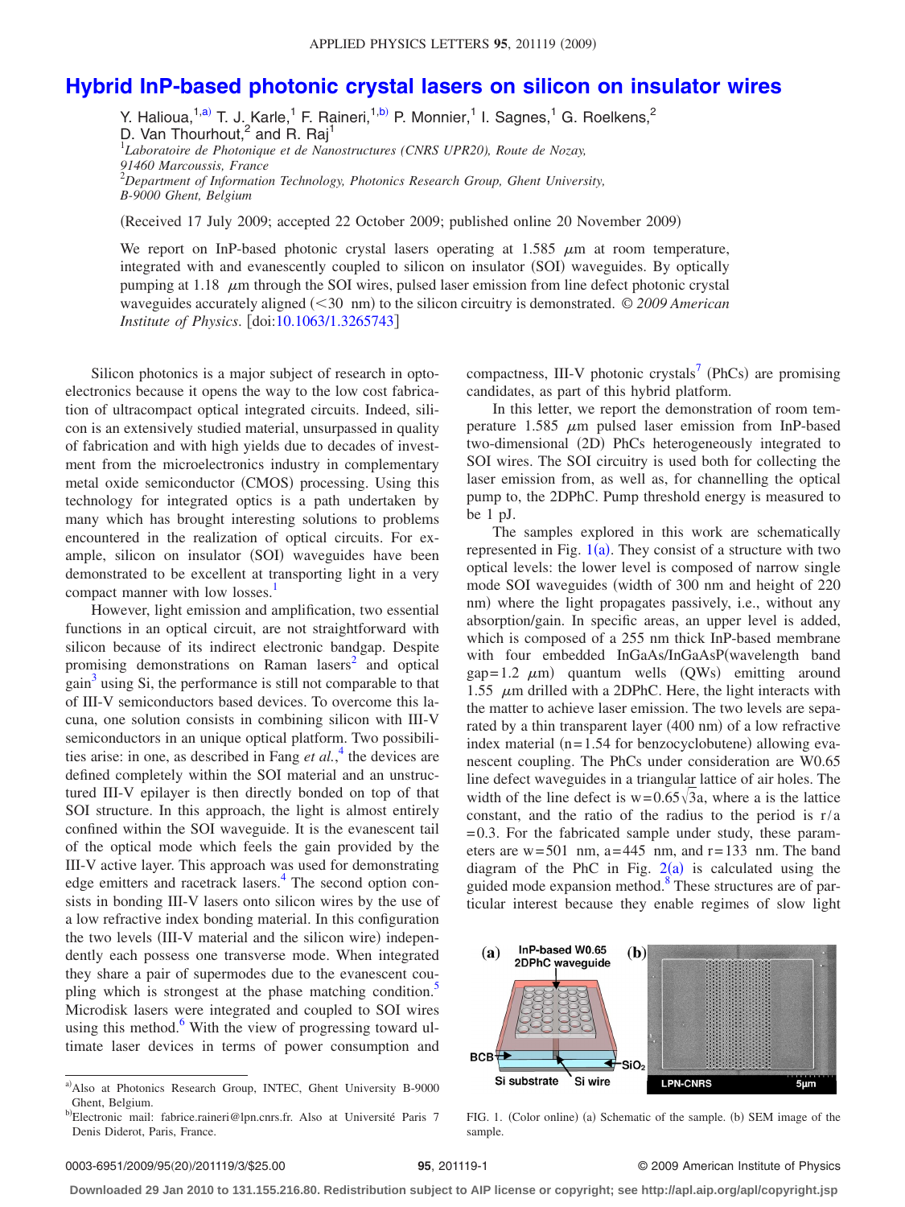# Hybrid InP-based photonic crystal lasers on silicon on insulator wires

Y. Halioua,[1,a)] T. J. Karle,[1] F. Raineri,[1,b)] P. Monnier,[1] I. Sagnes,[1] G. Roelkens,[2] D. Van Thourhout,[2] and R. Raj[1]

[1]*Laboratoire de Photonique et de Nanostructures (CNRS UPR20), Route de Nozay, 91460 Marcoussis, France*

[2]*Department of Information Technology, Photonics Research Group, Ghent University, B-9000 Ghent, Belgium*

(Received 17 July 2009; accepted 22 October 2009; published online 20 November 2009)

We report on InP-based photonic crystal lasers operating at 1.585 $\mu$m at room temperature, integrated with and evanescently coupled to silicon on insulator (SOI) waveguides. By optically pumping at 1.18 $\mu$m through the SOI wires, pulsed laser emission from line defect photonic crystal waveguides accurately aligned (<30 nm) to the silicon circuitry is demonstrated. *© 2009 American Institute of Physics.* [doi:10.1063/1.3265743]

Silicon photonics is a major subject of research in optoelectronics because it opens the way to the low cost fabrication of ultracompact optical integrated circuits. Indeed, silicon is an extensively studied material, unsurpassed in quality of fabrication and with high yields due to decades of investment from the microelectronics industry in complementary metal oxide semiconductor (CMOS) processing. Using this technology for integrated optics is a path undertaken by many which has brought interesting solutions to problems encountered in the realization of optical circuits. For example, silicon on insulator (SOI) waveguides have been demonstrated to be excellent at transporting light in a very compact manner with low losses.[1]

However, light emission and amplification, two essential functions in an optical circuit, are not straightforward with silicon because of its indirect electronic bandgap. Despite promising demonstrations on Raman lasers[2] and optical gain[3] using Si, the performance is still not comparable to that of III-V semiconductors based devices. To overcome this lacuna, one solution consists in combining silicon with III-V semiconductors in an unique optical platform. Two possibilities arise: in one, as described in Fang *et al.*,[4] the devices are defined completely within the SOI material and an unstructured III-V epilayer is then directly bonded on top of that SOI structure. In this approach, the light is almost entirely confined within the SOI waveguide. It is the evanescent tail of the optical mode which feels the gain provided by the III-V active layer. This approach was used for demonstrating edge emitters and racetrack lasers.[4] The second option consists in bonding III-V lasers onto silicon wires by the use of a low refractive index bonding material. In this configuration the two levels (III-V material and the silicon wire) independently each possess one transverse mode. When integrated they share a pair of supermodes due to the evanescent coupling which is strongest at the phase matching condition.[5] Microdisk lasers were integrated and coupled to SOI wires using this method.[6] With the view of progressing toward ultimate laser devices in terms of power consumption and compactness, III-V photonic crystals[7] (PhCs) are promising candidates, as part of this hybrid platform.

In this letter, we report the demonstration of room temperature 1.585 $\mu$m pulsed laser emission from InP-based two-dimensional (2D) PhCs heterogeneously integrated to SOI wires. The SOI circuitry is used both for collecting the laser emission from, as well as, for channelling the optical pump to, the 2DPhC. Pump threshold energy is measured to be 1 pJ.

The samples explored in this work are schematically represented in Fig. 1(a). They consist of a structure with two optical levels: the lower level is composed of narrow single mode SOI waveguides (width of 300 nm and height of 220 nm) where the light propagates passively, i.e., without any absorption/gain. In specific areas, an upper level is added, which is composed of a 255 nm thick InP-based membrane with four embedded InGaAs/InGaAsP(wavelength band gap=1.2 $\mu$m) quantum wells (QWs) emitting around 1.55 $\mu$m drilled with a 2DPhC. Here, the light interacts with the matter to achieve laser emission. The two levels are separated by a thin transparent layer (400 nm) of a low refractive index material (n=1.54 for benzocyclobutene) allowing evanescent coupling. The PhCs under consideration are W0.65 line defect waveguides in a triangular lattice of air holes. The width of the line defect is $w=0.65\sqrt{3}a$, where a is the lattice constant, and the ratio of the radius to the period is $r/a=0.3$. For the fabricated sample under study, these parameters are w=501 nm, a=445 nm, and r=133 nm. The band diagram of the PhC in Fig. 2(a) is calculated using the guided mode expansion method.[8] These structures are of particular interest because they enable regimes of slow light

FIG. 1. (Color online) (a) Schematic of the sample. (b) SEM image of the sample.

---

[a)] Also at Photonics Research Group, INTEC, Ghent University B-9000 Ghent, Belgium.

[b)] Electronic mail: fabrice.raineri@lpn.cnrs.fr. Also at Université Paris 7 Denis Diderot, Paris, France.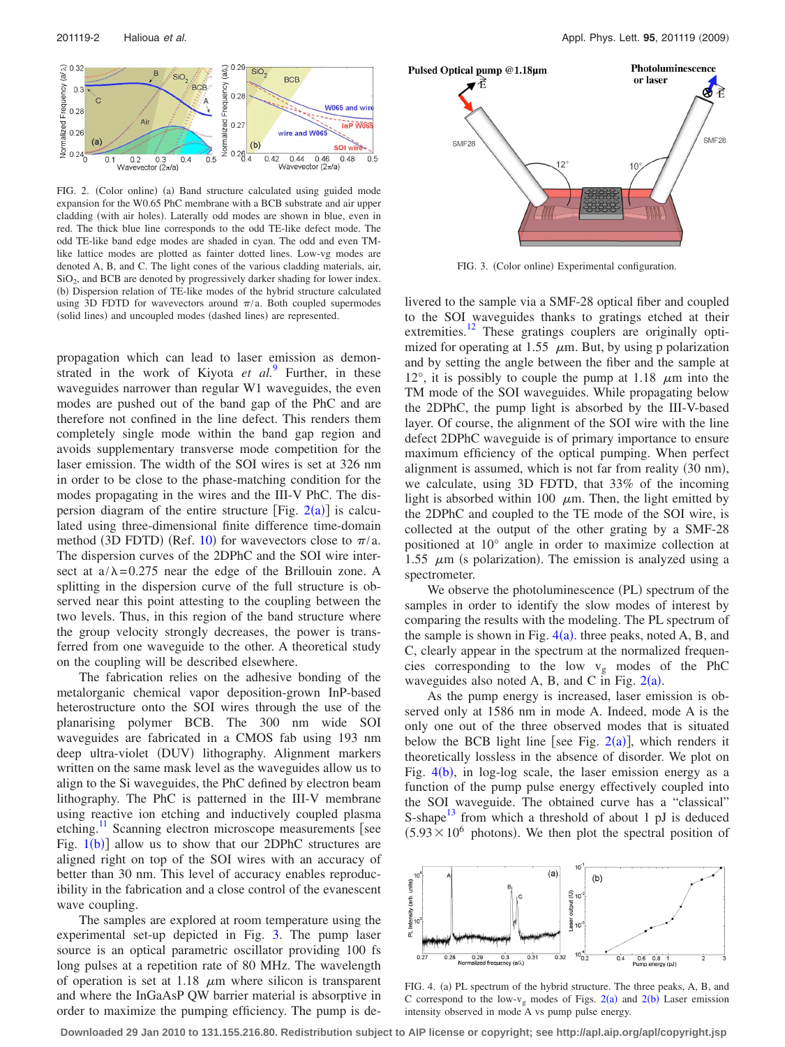FIG. 2. (Color online) (a) Band structure calculated using guided mode expansion for the W0.65 PhC membrane with a BCB substrate and air upper cladding (with air holes). Laterally odd modes are shown in blue, even in red. The thick blue line corresponds to the odd TE-like defect mode. The odd TE-like band edge modes are shaded in cyan. The odd and even TM-like lattice modes are plotted as fainter dotted lines. Low-vg modes are denoted A, B, and C. The light cones of the various cladding materials, air, $SiO_2$, and BCB are denoted by progressively darker shading for lower index. (b) Dispersion relation of TE-like modes of the hybrid structure calculated using 3D FDTD for wavevectors around $\pi/a$. Both coupled supermodes (solid lines) and uncoupled modes (dashed lines) are represented.

propagation which can lead to laser emission as demonstrated in the work of Kiyota *et al.*[9] Further, in these waveguides narrower than regular W1 waveguides, the even modes are pushed out of the band gap of the PhC and are therefore not confined in the line defect. This renders them completely single mode within the band gap region and avoids supplementary transverse mode competition for the laser emission. The width of the SOI wires is set at 326 nm in order to be close to the phase-matching condition for the modes propagating in the wires and the III-V PhC. The dispersion diagram of the entire structure [Fig. 2(a)] is calculated using three-dimensional finite difference time-domain method (3D FDTD) (Ref. 10) for wavevectors close to $\pi/a$. The dispersion curves of the 2DPhC and the SOI wire intersect at $a/\lambda=0.275$ near the edge of the Brillouin zone. A splitting in the dispersion curve of the full structure is observed near this point attesting to the coupling between the two levels. Thus, in this region of the band structure where the group velocity strongly decreases, the power is transferred from one waveguide to the other. A theoretical study on the coupling will be described elsewhere.

The fabrication relies on the adhesive bonding of the metalorganic chemical vapor deposition-grown InP-based heterostructure onto the SOI wires through the use of the planarising polymer BCB. The 300 nm wide SOI waveguides are fabricated in a CMOS fab using 193 nm deep ultra-violet (DUV) lithography. Alignment markers written on the same mask level as the waveguides allow us to align to the Si waveguides, the PhC defined by electron beam lithography. The PhC is patterned in the III-V membrane using reactive ion etching and inductively coupled plasma etching.[11] Scanning electron microscope measurements [see Fig. 1(b)] allow us to show that our 2DPhC structures are aligned right on top of the SOI wires with an accuracy of better than 30 nm. This level of accuracy enables reproducibility in the fabrication and a close control of the evanescent wave coupling.

The samples are explored at room temperature using the experimental set-up depicted in Fig. 3. The pump laser source is an optical parametric oscillator providing 100 fs long pulses at a repetition rate of 80 MHz. The wavelength of operation is set at 1.18 $\mu$m where silicon is transparent and where the InGaAsP QW barrier material is absorptive in order to maximize the pumping efficiency. The pump is delivered to the sample via a SMF-28 optical fiber and coupled to the SOI waveguides thanks to gratings etched at their extremities.[12] These gratings couplers are originally optimized for operating at 1.55 $\mu$m. But, by using p polarization and by setting the angle between the fiber and the sample at 12°, it is possibly to couple the pump at 1.18 $\mu$m into the TM mode of the SOI waveguides. While propagating below the 2DPhC, the pump light is absorbed by the III-V-based layer. Of course, the alignment of the SOI wire with the line defect 2DPhC waveguide is of primary importance to ensure maximum efficiency of the optical pumping. When perfect alignment is assumed, which is not far from reality (30 nm), we calculate, using 3D FDTD, that 33% of the incoming light is absorbed within 100 $\mu$m. Then, the light emitted by the 2DPhC and coupled to the TE mode of the SOI wire, is collected at the output of the other grating by a SMF-28 positioned at 10° angle in order to maximize collection at 1.55 $\mu$m (s polarization). The emission is analyzed using a spectrometer.

FIG. 3. (Color online) Experimental configuration.

We observe the photoluminescence (PL) spectrum of the samples in order to identify the slow modes of interest by comparing the results with the modeling. The PL spectrum of the sample is shown in Fig. 4(a). three peaks, noted A, B, and C, clearly appear in the spectrum at the normalized frequencies corresponding to the low $v_g$ modes of the PhC waveguides also noted A, B, and C in Fig. 2(a).

As the pump energy is increased, laser emission is observed only at 1586 nm in mode A. Indeed, mode A is the only one out of the three observed modes that is situated below the BCB light line [see Fig. 2(a)], which renders it theoretically lossless in the absence of disorder. We plot on Fig. 4(b), in log-log scale, the laser emission energy as a function of the pump pulse energy effectively coupled into the SOI waveguide. The obtained curve has a "classical" S-shape[13] from which a threshold of about 1 pJ is deduced ($5.93\times10^6$ photons). We then plot the spectral position of

FIG. 4. (a) PL spectrum of the hybrid structure. The three peaks, A, B, and C correspond to the low-$v_g$ modes of Figs. 2(a) and 2(b) Laser emission intensity observed in mode A vs pump pulse energy.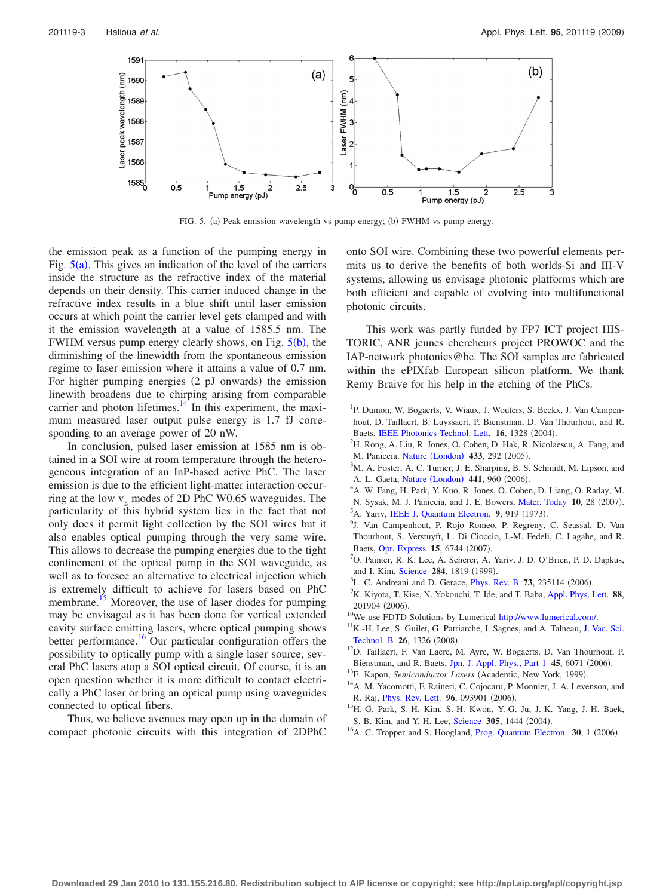(a)

Laser peak wavelength (nm)

1591
1590
1589
1588
1587
1586
1585

0.5 1 1.5 2 2.5 3

Pump energy (pJ)

(b)

Laser FWHM (nm)

6
5
4
3
2
1
0

0 0.5 1 1.5 2 2.5 3

Pump energy (pJ)

FIG. 5. (a) Peak emission wavelength vs pump energy; (b) FWHM vs pump energy.

the emission peak as a function of the pumping energy in Fig. 5(a). This gives an indication of the level of the carriers inside the structure as the refractive index of the material depends on their density. This carrier induced change in the refractive index results in a blue shift until laser emission occurs at which point the carrier level gets clamped and with it the emission wavelength at a value of 1585.5 nm. The FWHM versus pump energy clearly shows, on Fig. 5(b), the diminishing of the linewidth from the spontaneous emission regime to laser emission where it attains a value of 0.7 nm. For higher pumping energies (2 pJ onwards) the emission linewith broadens due to chirping arising from comparable carrier and photon lifetimes.[14] In this experiment, the maximum measured laser output pulse energy is 1.7 fJ corresponding to an average power of 20 nW.

In conclusion, pulsed laser emission at 1585 nm is obtained in a SOI wire at room temperature through the heterogeneous integration of an InP-based active PhC. The laser emission is due to the efficient light-matter interaction occurring at the low $v_g$ modes of 2D PhC W0.65 waveguides. The particularity of this hybrid system lies in the fact that not only does it permit light collection by the SOI wires but it also enables optical pumping through the very same wire. This allows to decrease the pumping energies due to the tight confinement of the optical pump in the SOI waveguide, as well as to foresee an alternative to electrical injection which is extremely difficult to achieve for lasers based on PhC membrane.[15] Moreover, the use of laser diodes for pumping may be envisaged as it has been done for vertical extended cavity surface emitting lasers, where optical pumping shows better performance.[16] Our particular configuration offers the possibility to optically pump with a single laser source, several PhC lasers atop a SOI optical circuit. Of course, it is an open question whether it is more difficult to contact electrically a PhC laser or bring an optical pump using waveguides connected to optical fibers.

Thus, we believe avenues may open up in the domain of compact photonic circuits with this integration of 2DPhC onto SOI wire. Combining these two powerful elements permits us to derive the benefits of both worlds-Si and III-V systems, allowing us envisage photonic platforms which are both efficient and capable of evolving into multifunctional photonic circuits.

This work was partly funded by FP7 ICT project HISTORIC, ANR jeunes chercheurs project PROWOC and the IAP-network photonics@be. The SOI samples are fabricated within the ePIXfab European silicon platform. We thank Remy Braive for his help in the etching of the PhCs.

[1] P. Dumon, W. Bogaerts, V. Wiaux, J. Wouters, S. Beckx, J. Van Campenhout, D. Taillaert, B. Luyssaert, P. Bienstman, D. Van Thourhout, and R. Baets, IEEE Photonics Technol. Lett. **16**, 1328 (2004).

[2] H. Rong, A. Liu, R. Jones, O. Cohen, D. Hak, R. Nicolaescu, A. Fang, and M. Paniccia, Nature (London) **433**, 292 (2005).

[3] M. A. Foster, A. C. Turner, J. E. Sharping, B. S. Schmidt, M. Lipson, and A. L. Gaeta, Nature (London) **441**, 960 (2006).

[4] A. W. Fang, H. Park, Y. Kuo, R. Jones, O. Cohen, D. Liang, O. Raday, M. N. Sysak, M. J. Paniccia, and J. E. Bowers, Mater. Today **10**, 28 (2007).

[5] A. Yariv, IEEE J. Quantum Electron. **9**, 919 (1973).

[6] J. Van Campenhout, P. Rojo Romeo, P. Regreny, C. Seassal, D. Van Thourhout, S. Verstuyft, L. Di Cioccio, J.-M. Fedeli, C. Lagahe, and R. Baets, Opt. Express **15**, 6744 (2007).

[7] O. Painter, R. K. Lee, A. Scherer, A. Yariv, J. D. O'Brien, P. D. Dapkus, and I. Kim, Science **284**, 1819 (1999).

[8] L. C. Andreani and D. Gerace, Phys. Rev. B **73**, 235114 (2006).

[9] K. Kiyota, T. Kise, N. Yokouchi, T. Ide, and T. Baba, Appl. Phys. Lett. **88**, 201904 (2006).

[10] We use FDTD Solutions by Lumerical http://www.lumerical.com/.

[11] K.-H. Lee, S. Guilet, G. Patriarche, I. Sagnes, and A. Talneau, J. Vac. Sci. Technol. B **26**, 1326 (2008).

[12] D. Taillaert, F. Van Laere, M. Ayre, W. Bogaerts, D. Van Thourhout, P. Bienstman, and R. Baets, Jpn. J. Appl. Phys., Part 1 **45**, 6071 (2006).

[13] E. Kapon, *Semiconductor Lasers* (Academic, New York, 1999).

[14] A. M. Yacomotti, F. Raineri, C. Cojocaru, P. Monnier, J. A. Levenson, and R. Raj, Phys. Rev. Lett. **96**, 093901 (2006).

[15] H.-G. Park, S.-H. Kim, S.-H. Kwon, Y.-G. Ju, J.-K. Yang, J.-H. Baek, S.-B. Kim, and Y.-H. Lee, Science **305**, 1444 (2004).

[16] A. C. Tropper and S. Hoogland, Prog. Quantum Electron. **30**, 1 (2006).